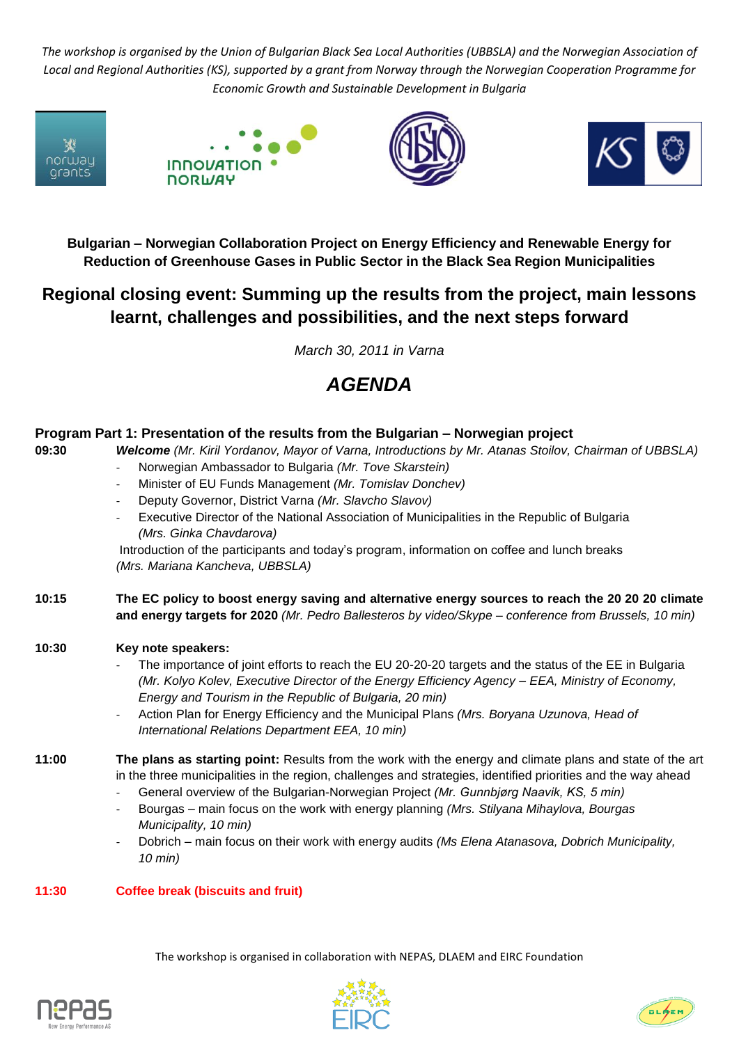*The workshop is organised by the Union of Bulgarian Black Sea Local Authorities (UBBSLA) and the Norwegian Association of Local and Regional Authorities (KS), supported by a grant from Norway through the Norwegian Cooperation Programme for Economic Growth and Sustainable Development in Bulgaria*

**Bulgarian – Norwegian Collaboration Project on Energy Efficiency and Renewable Energy for Reduction of Greenhouse Gases in Public Sector in the Black Sea Region Municipalities**

## Regional closing event: Summing up the results from the project, main lessons learnt, challenges and possibilities, and the next steps forward

*March 30, 2011 in Varna*

# *AGENDA*

### Program Part 1: Presentation of the results from the Bulgarian – Norwegian project

**09:30** ***Welcome*** *(Mr. Kiril Yordanov, Mayor of Varna, Introductions by Mr. Atanas Stoilov, Chairman of UBBSLA)*

- Norwegian Ambassador to Bulgaria *(Mr. Tove Skarstein)*
- Minister of EU Funds Management *(Mr. Tomislav Donchev)*
- Deputy Governor, District Varna *(Mr. Slavcho Slavov)*
- Executive Director of the National Association of Municipalities in the Republic of Bulgaria *(Mrs. Ginka Chavdarova)*

Introduction of the participants and today's program, information on coffee and lunch breaks *(Mrs. Mariana Kancheva, UBBSLA)*

**10:15** **The EC policy to boost energy saving and alternative energy sources to reach the 20 20 20 climate and energy targets for 2020** *(Mr. Pedro Ballesteros by video/Skype – conference from Brussels, 10 min)*

**10:30** **Key note speakers:**

- The importance of joint efforts to reach the EU 20-20-20 targets and the status of the EE in Bulgaria *(Mr. Kolyo Kolev, Executive Director of the Energy Efficiency Agency – EEA, Ministry of Economy, Energy and Tourism in the Republic of Bulgaria, 20 min)*
- Action Plan for Energy Efficiency and the Municipal Plans *(Mrs. Boryana Uzunova, Head of International Relations Department EEA, 10 min)*

**11:00** **The plans as starting point:** Results from the work with the energy and climate plans and state of the art in the three municipalities in the region, challenges and strategies, identified priorities and the way ahead

- General overview of the Bulgarian-Norwegian Project *(Mr. Gunnbjørg Naavik, KS, 5 min)*
- Bourgas – main focus on the work with energy planning *(Mrs. Stilyana Mihaylova, Bourgas Municipality, 10 min)*
- Dobrich – main focus on their work with energy audits *(Ms Elena Atanasova, Dobrich Municipality, 10 min)*

**11:30** **Coffee break (biscuits and fruit)**

The workshop is organised in collaboration with NEPAS, DLAEM and EIRC Foundation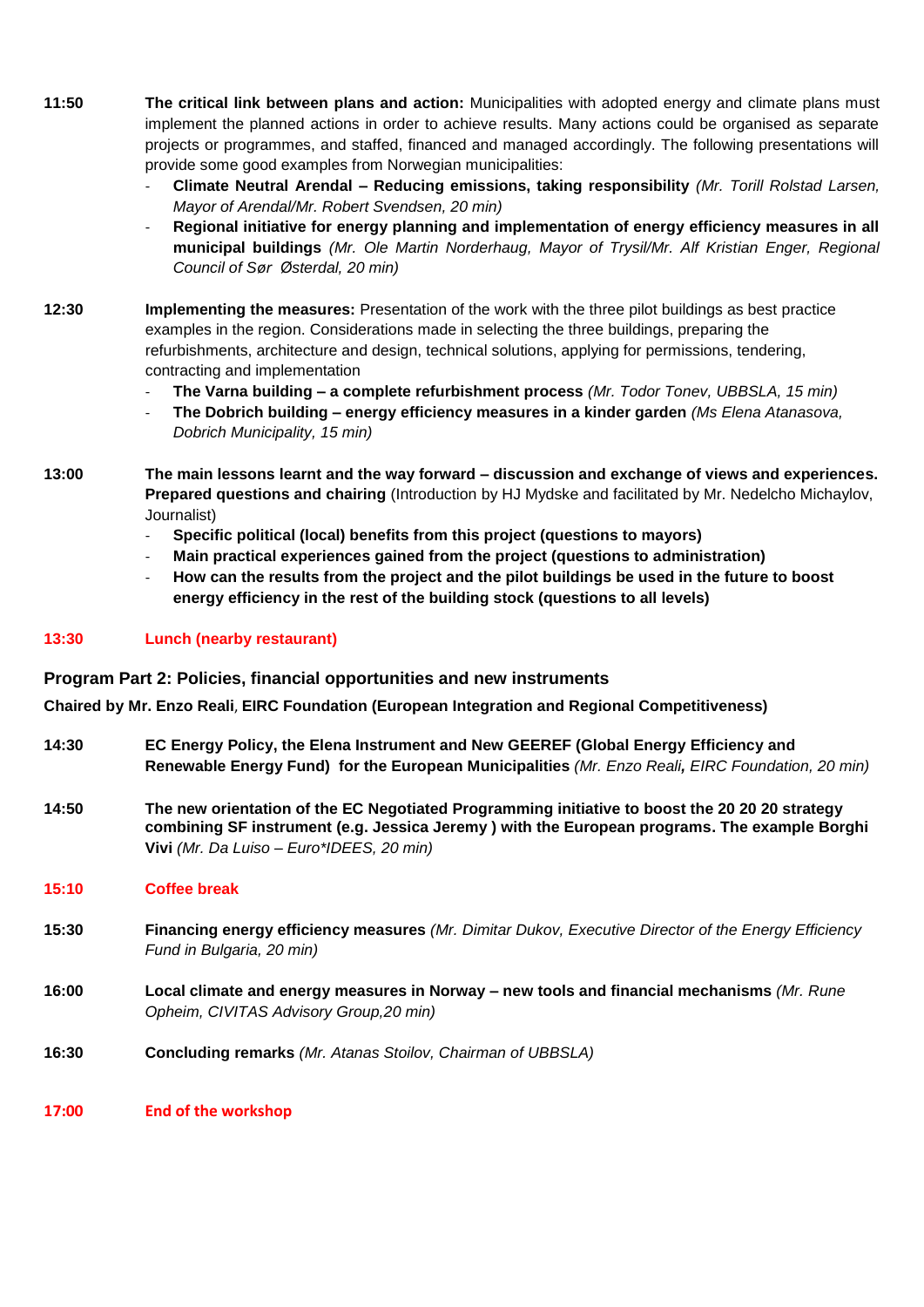**11:50** **The critical link between plans and action:** Municipalities with adopted energy and climate plans must implement the planned actions in order to achieve results. Many actions could be organised as separate projects or programmes, and staffed, financed and managed accordingly. The following presentations will provide some good examples from Norwegian municipalities:

- **Climate Neutral Arendal – Reducing emissions, taking responsibility** *(Mr. Torill Rolstad Larsen, Mayor of Arendal/Mr. Robert Svendsen, 20 min)*
- **Regional initiative for energy planning and implementation of energy efficiency measures in all municipal buildings** *(Mr. Ole Martin Norderhaug, Mayor of Trysil/Mr. Alf Kristian Enger, Regional Council of Sør Østerdal, 20 min)*

**12:30** **Implementing the measures:** Presentation of the work with the three pilot buildings as best practice examples in the region. Considerations made in selecting the three buildings, preparing the refurbishments, architecture and design, technical solutions, applying for permissions, tendering, contracting and implementation

- **The Varna building – a complete refurbishment process** *(Mr. Todor Tonev, UBBSLA, 15 min)*
- **The Dobrich building – energy efficiency measures in a kinder garden** *(Ms Elena Atanasova, Dobrich Municipality, 15 min)*

**13:00** **The main lessons learnt and the way forward – discussion and exchange of views and experiences. Prepared questions and chairing** (Introduction by HJ Mydske and facilitated by Mr. Nedelcho Michaylov, Journalist)

- **Specific political (local) benefits from this project (questions to mayors)**
- **Main practical experiences gained from the project (questions to administration)**
- **How can the results from the project and the pilot buildings be used in the future to boost energy efficiency in the rest of the building stock (questions to all levels)**

**13:30** **Lunch (nearby restaurant)**

## Program Part 2: Policies, financial opportunities and new instruments

**Chaired by Mr. Enzo Reali, EIRC Foundation (European Integration and Regional Competitiveness)**

**14:30** **EC Energy Policy, the Elena Instrument and New GEEREF (Global Energy Efficiency and Renewable Energy Fund) for the European Municipalities** *(Mr. Enzo Reali, EIRC Foundation, 20 min)*

**14:50** **The new orientation of the EC Negotiated Programming initiative to boost the 20 20 20 strategy combining SF instrument (e.g. Jessica Jeremy ) with the European programs. The example Borghi Vivi** *(Mr. Da Luiso – Euro*IDEES, 20 min)*

**15:10** **Coffee break**

**15:30** **Financing energy efficiency measures** *(Mr. Dimitar Dukov, Executive Director of the Energy Efficiency Fund in Bulgaria, 20 min)*

**16:00** **Local climate and energy measures in Norway – new tools and financial mechanisms** *(Mr. Rune Opheim, CIVITAS Advisory Group,20 min)*

**16:30** **Concluding remarks** *(Mr. Atanas Stoilov, Chairman of UBBSLA)*

**17:00** **End of the workshop**